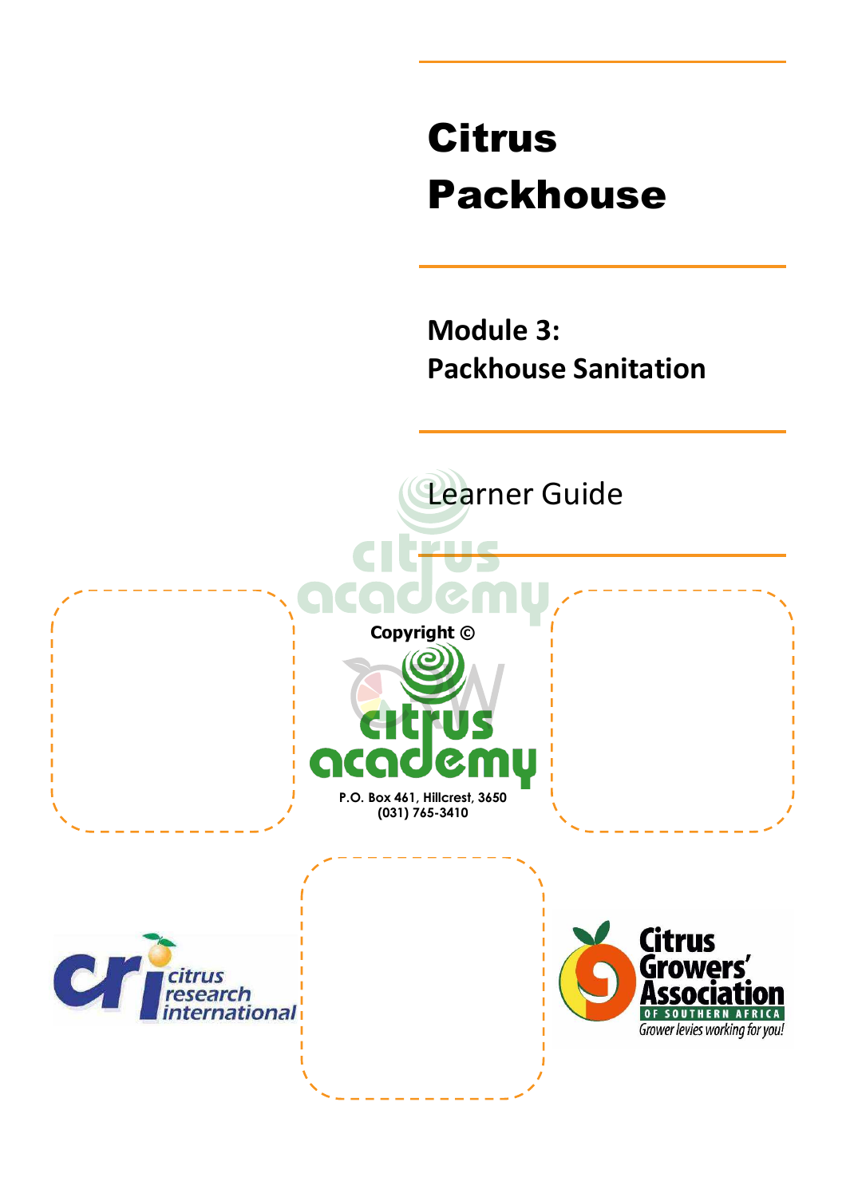# Citrus Packhouse

## Module 3: Packhouse Sanitation

Learner Guide

**Copyright ©**

**P.O. Box 461, Hillcrest, 3650**
**(031) 765-3410**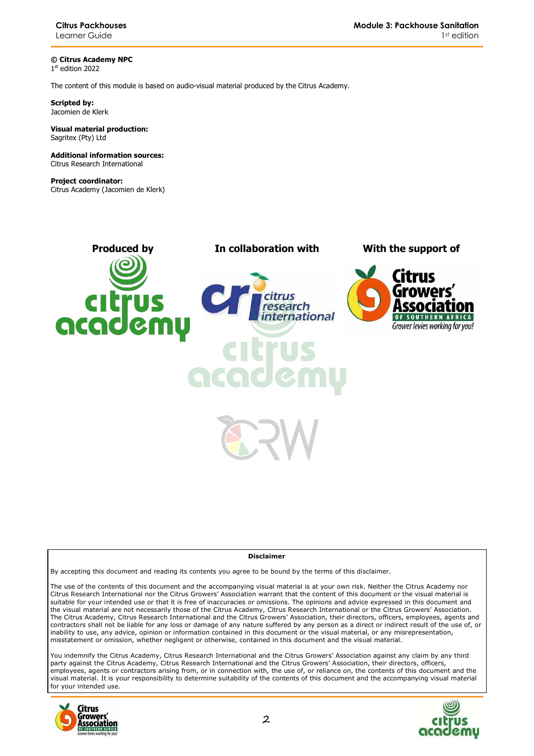**© Citrus Academy NPC**
1st edition 2022

The content of this module is based on audio-visual material produced by the Citrus Academy.

**Scripted by:**
Jacomien de Klerk

**Visual material production:**
Sagritex (Pty) Ltd

**Additional information sources:**
Citrus Research International

**Project coordinator:**
Citrus Academy (Jacomien de Klerk)

**Produced by** | **In collaboration with** | **With the support of**

**Disclaimer**

By accepting this document and reading its contents you agree to be bound by the terms of this disclaimer.

The use of the contents of this document and the accompanying visual material is at your own risk. Neither the Citrus Academy nor Citrus Research International nor the Citrus Growers' Association warrant that the content of this document or the visual material is suitable for your intended use or that it is free of inaccuracies or omissions. The opinions and advice expressed in this document and the visual material are not necessarily those of the Citrus Academy, Citrus Research International or the Citrus Growers' Association. The Citrus Academy, Citrus Research International and the Citrus Growers' Association, their directors, officers, employees, agents and contractors shall not be liable for any loss or damage of any nature suffered by any person as a direct or indirect result of the use of, or inability to use, any advice, opinion or information contained in this document or the visual material, or any misrepresentation, misstatement or omission, whether negligent or otherwise, contained in this document and the visual material.

You indemnify the Citrus Academy, Citrus Research International and the Citrus Growers' Association against any claim by any third party against the Citrus Academy, Citrus Research International and the Citrus Growers' Association, their directors, officers, employees, agents or contractors arising from, or in connection with, the use of, or reliance on, the contents of this document and the visual material. It is your responsibility to determine suitability of the contents of this document and the accompanying visual material for your intended use.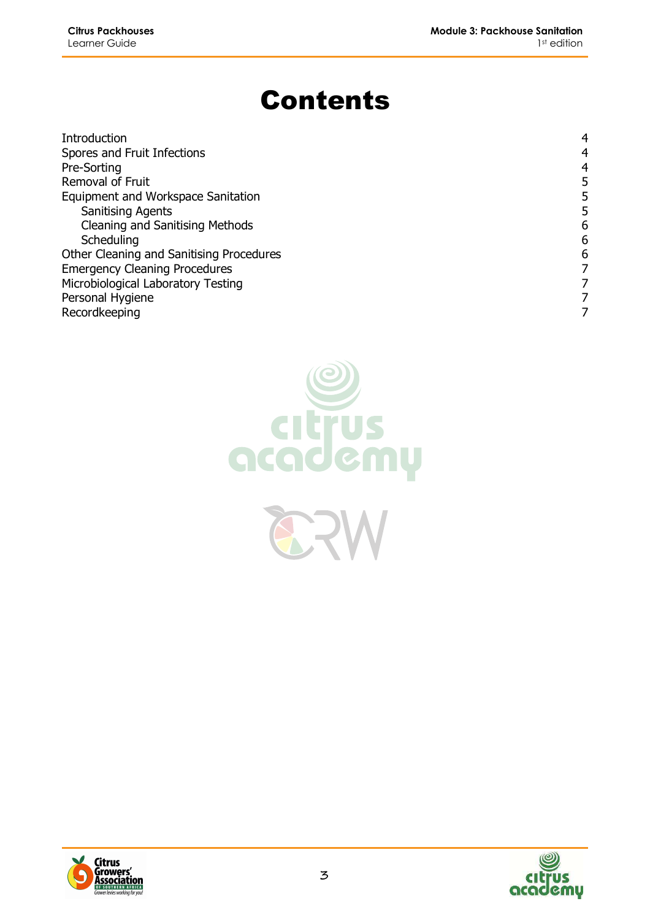# Contents

| | |
|---|---|
| Introduction | 4 |
| Spores and Fruit Infections | 4 |
| Pre-Sorting | 4 |
| Removal of Fruit | 5 |
| Equipment and Workspace Sanitation | 5 |
| &nbsp;&nbsp;&nbsp;&nbsp;Sanitising Agents | 5 |
| &nbsp;&nbsp;&nbsp;&nbsp;Cleaning and Sanitising Methods | 6 |
| &nbsp;&nbsp;&nbsp;&nbsp;Scheduling | 6 |
| Other Cleaning and Sanitising Procedures | 6 |
| Emergency Cleaning Procedures | 7 |
| Microbiological Laboratory Testing | 7 |
| Personal Hygiene | 7 |
| Recordkeeping | 7 |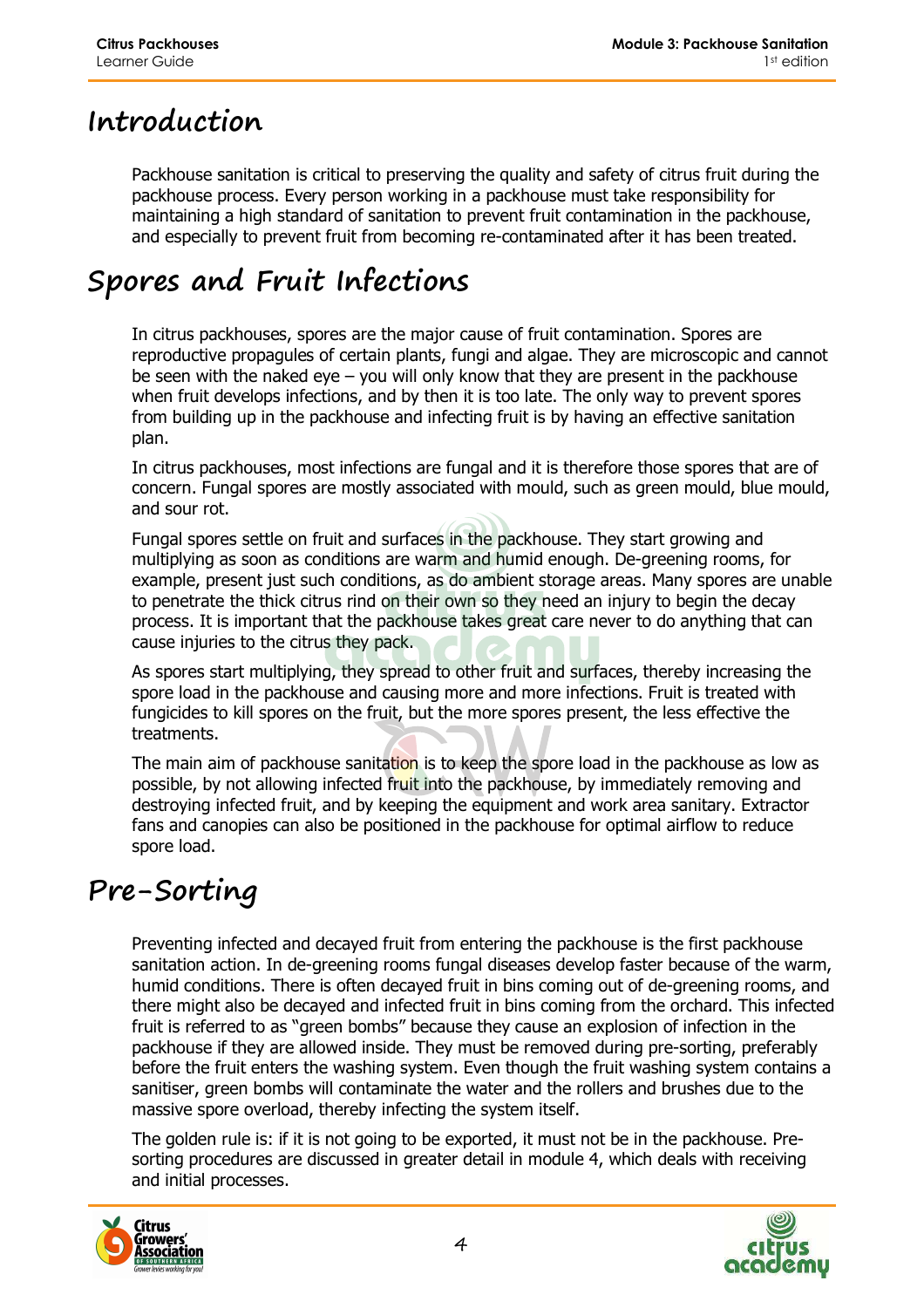# Introduction

Packhouse sanitation is critical to preserving the quality and safety of citrus fruit during the packhouse process. Every person working in a packhouse must take responsibility for maintaining a high standard of sanitation to prevent fruit contamination in the packhouse, and especially to prevent fruit from becoming re-contaminated after it has been treated.

# Spores and Fruit Infections

In citrus packhouses, spores are the major cause of fruit contamination. Spores are reproductive propagules of certain plants, fungi and algae. They are microscopic and cannot be seen with the naked eye – you will only know that they are present in the packhouse when fruit develops infections, and by then it is too late. The only way to prevent spores from building up in the packhouse and infecting fruit is by having an effective sanitation plan.

In citrus packhouses, most infections are fungal and it is therefore those spores that are of concern. Fungal spores are mostly associated with mould, such as green mould, blue mould, and sour rot.

Fungal spores settle on fruit and surfaces in the packhouse. They start growing and multiplying as soon as conditions are warm and humid enough. De-greening rooms, for example, present just such conditions, as do ambient storage areas. Many spores are unable to penetrate the thick citrus rind on their own so they need an injury to begin the decay process. It is important that the packhouse takes great care never to do anything that can cause injuries to the citrus they pack.

As spores start multiplying, they spread to other fruit and surfaces, thereby increasing the spore load in the packhouse and causing more and more infections. Fruit is treated with fungicides to kill spores on the fruit, but the more spores present, the less effective the treatments.

The main aim of packhouse sanitation is to keep the spore load in the packhouse as low as possible, by not allowing infected fruit into the packhouse, by immediately removing and destroying infected fruit, and by keeping the equipment and work area sanitary. Extractor fans and canopies can also be positioned in the packhouse for optimal airflow to reduce spore load.

# Pre-Sorting

Preventing infected and decayed fruit from entering the packhouse is the first packhouse sanitation action. In de-greening rooms fungal diseases develop faster because of the warm, humid conditions. There is often decayed fruit in bins coming out of de-greening rooms, and there might also be decayed and infected fruit in bins coming from the orchard. This infected fruit is referred to as "green bombs" because they cause an explosion of infection in the packhouse if they are allowed inside. They must be removed during pre-sorting, preferably before the fruit enters the washing system. Even though the fruit washing system contains a sanitiser, green bombs will contaminate the water and the rollers and brushes due to the massive spore overload, thereby infecting the system itself.

The golden rule is: if it is not going to be exported, it must not be in the packhouse. Pre-sorting procedures are discussed in greater detail in module 4, which deals with receiving and initial processes.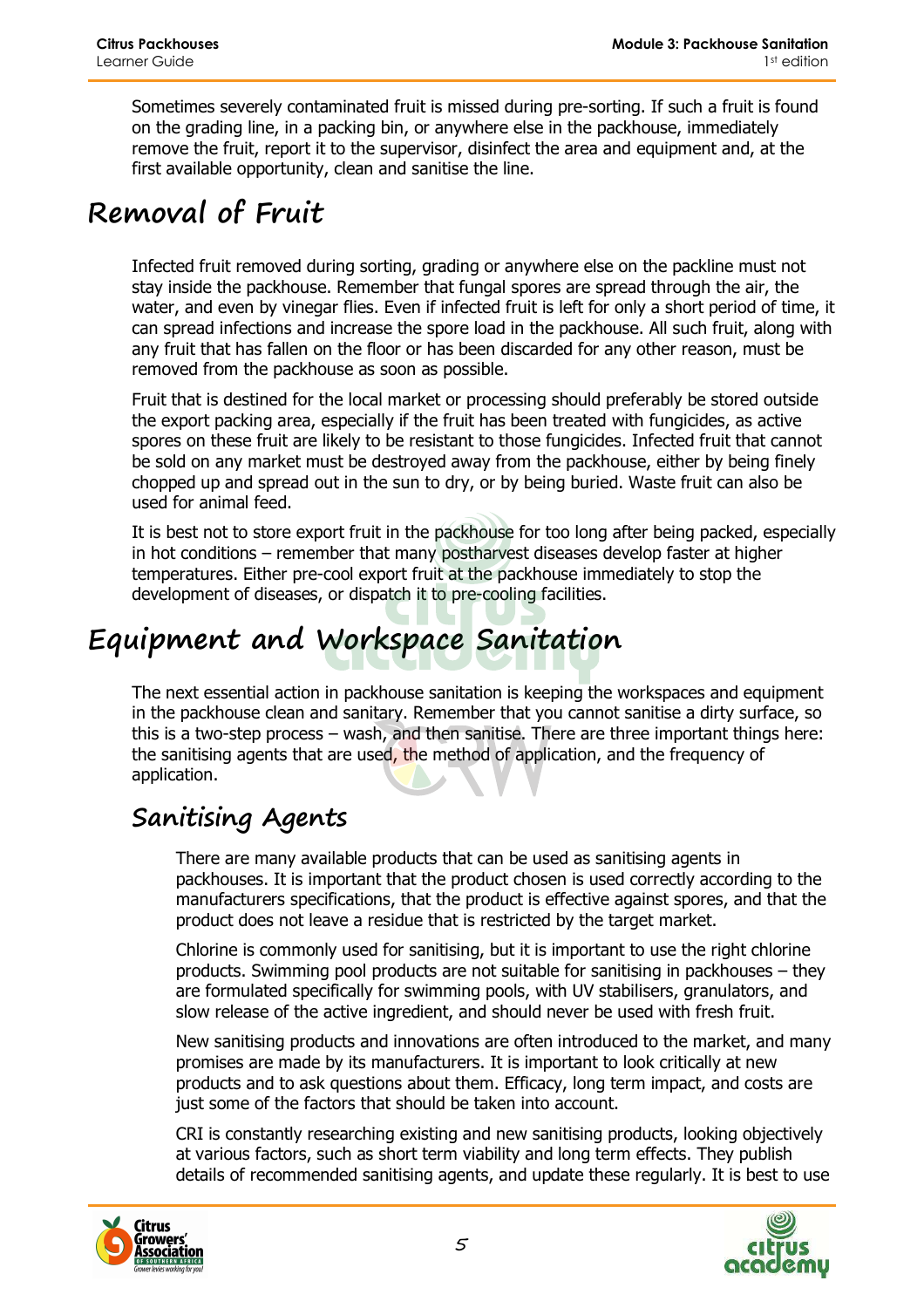Sometimes severely contaminated fruit is missed during pre-sorting. If such a fruit is found on the grading line, in a packing bin, or anywhere else in the packhouse, immediately remove the fruit, report it to the supervisor, disinfect the area and equipment and, at the first available opportunity, clean and sanitise the line.

# Removal of Fruit

Infected fruit removed during sorting, grading or anywhere else on the packline must not stay inside the packhouse. Remember that fungal spores are spread through the air, the water, and even by vinegar flies. Even if infected fruit is left for only a short period of time, it can spread infections and increase the spore load in the packhouse. All such fruit, along with any fruit that has fallen on the floor or has been discarded for any other reason, must be removed from the packhouse as soon as possible.

Fruit that is destined for the local market or processing should preferably be stored outside the export packing area, especially if the fruit has been treated with fungicides, as active spores on these fruit are likely to be resistant to those fungicides. Infected fruit that cannot be sold on any market must be destroyed away from the packhouse, either by being finely chopped up and spread out in the sun to dry, or by being buried. Waste fruit can also be used for animal feed.

It is best not to store export fruit in the packhouse for too long after being packed, especially in hot conditions – remember that many postharvest diseases develop faster at higher temperatures. Either pre-cool export fruit at the packhouse immediately to stop the development of diseases, or dispatch it to pre-cooling facilities.

# Equipment and Workspace Sanitation

The next essential action in packhouse sanitation is keeping the workspaces and equipment in the packhouse clean and sanitary. Remember that you cannot sanitise a dirty surface, so this is a two-step process – wash, and then sanitise. There are three important things here: the sanitising agents that are used, the method of application, and the frequency of application.

## Sanitising Agents

There are many available products that can be used as sanitising agents in packhouses. It is important that the product chosen is used correctly according to the manufacturers specifications, that the product is effective against spores, and that the product does not leave a residue that is restricted by the target market.

Chlorine is commonly used for sanitising, but it is important to use the right chlorine products. Swimming pool products are not suitable for sanitising in packhouses – they are formulated specifically for swimming pools, with UV stabilisers, granulators, and slow release of the active ingredient, and should never be used with fresh fruit.

New sanitising products and innovations are often introduced to the market, and many promises are made by its manufacturers. It is important to look critically at new products and to ask questions about them. Efficacy, long term impact, and costs are just some of the factors that should be taken into account.

CRI is constantly researching existing and new sanitising products, looking objectively at various factors, such as short term viability and long term effects. They publish details of recommended sanitising agents, and update these regularly. It is best to use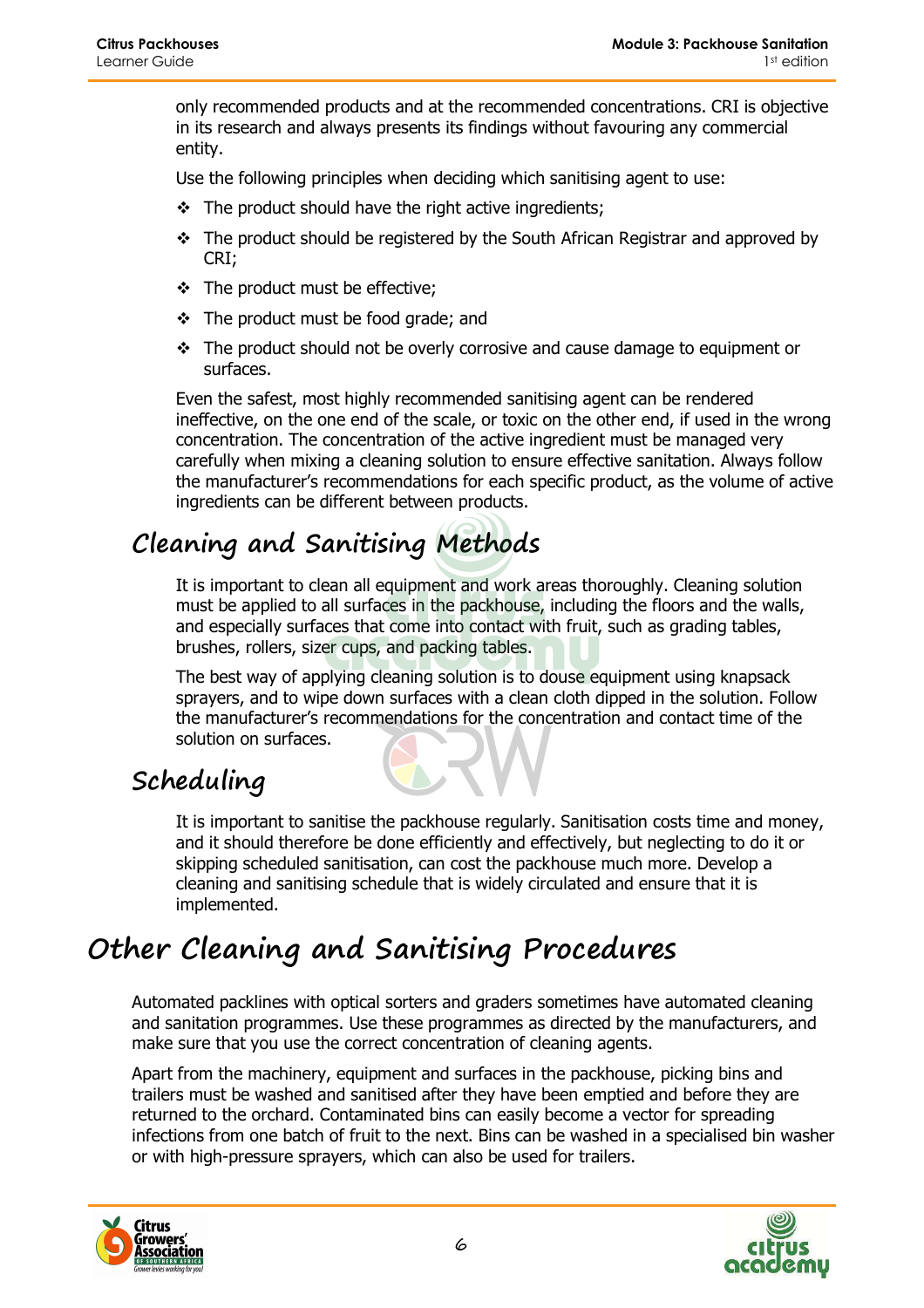only recommended products and at the recommended concentrations. CRI is objective in its research and always presents its findings without favouring any commercial entity.

Use the following principles when deciding which sanitising agent to use:

- The product should have the right active ingredients;
- The product should be registered by the South African Registrar and approved by CRI;
- The product must be effective;
- The product must be food grade; and
- The product should not be overly corrosive and cause damage to equipment or surfaces.

Even the safest, most highly recommended sanitising agent can be rendered ineffective, on the one end of the scale, or toxic on the other end, if used in the wrong concentration. The concentration of the active ingredient must be managed very carefully when mixing a cleaning solution to ensure effective sanitation. Always follow the manufacturer's recommendations for each specific product, as the volume of active ingredients can be different between products.

## Cleaning and Sanitising Methods

It is important to clean all equipment and work areas thoroughly. Cleaning solution must be applied to all surfaces in the packhouse, including the floors and the walls, and especially surfaces that come into contact with fruit, such as grading tables, brushes, rollers, sizer cups, and packing tables.

The best way of applying cleaning solution is to douse equipment using knapsack sprayers, and to wipe down surfaces with a clean cloth dipped in the solution. Follow the manufacturer's recommendations for the concentration and contact time of the solution on surfaces.

## Scheduling

It is important to sanitise the packhouse regularly. Sanitisation costs time and money, and it should therefore be done efficiently and effectively, but neglecting to do it or skipping scheduled sanitisation, can cost the packhouse much more. Develop a cleaning and sanitising schedule that is widely circulated and ensure that it is implemented.

# Other Cleaning and Sanitising Procedures

Automated packlines with optical sorters and graders sometimes have automated cleaning and sanitation programmes. Use these programmes as directed by the manufacturers, and make sure that you use the correct concentration of cleaning agents.

Apart from the machinery, equipment and surfaces in the packhouse, picking bins and trailers must be washed and sanitised after they have been emptied and before they are returned to the orchard. Contaminated bins can easily become a vector for spreading infections from one batch of fruit to the next. Bins can be washed in a specialised bin washer or with high-pressure sprayers, which can also be used for trailers.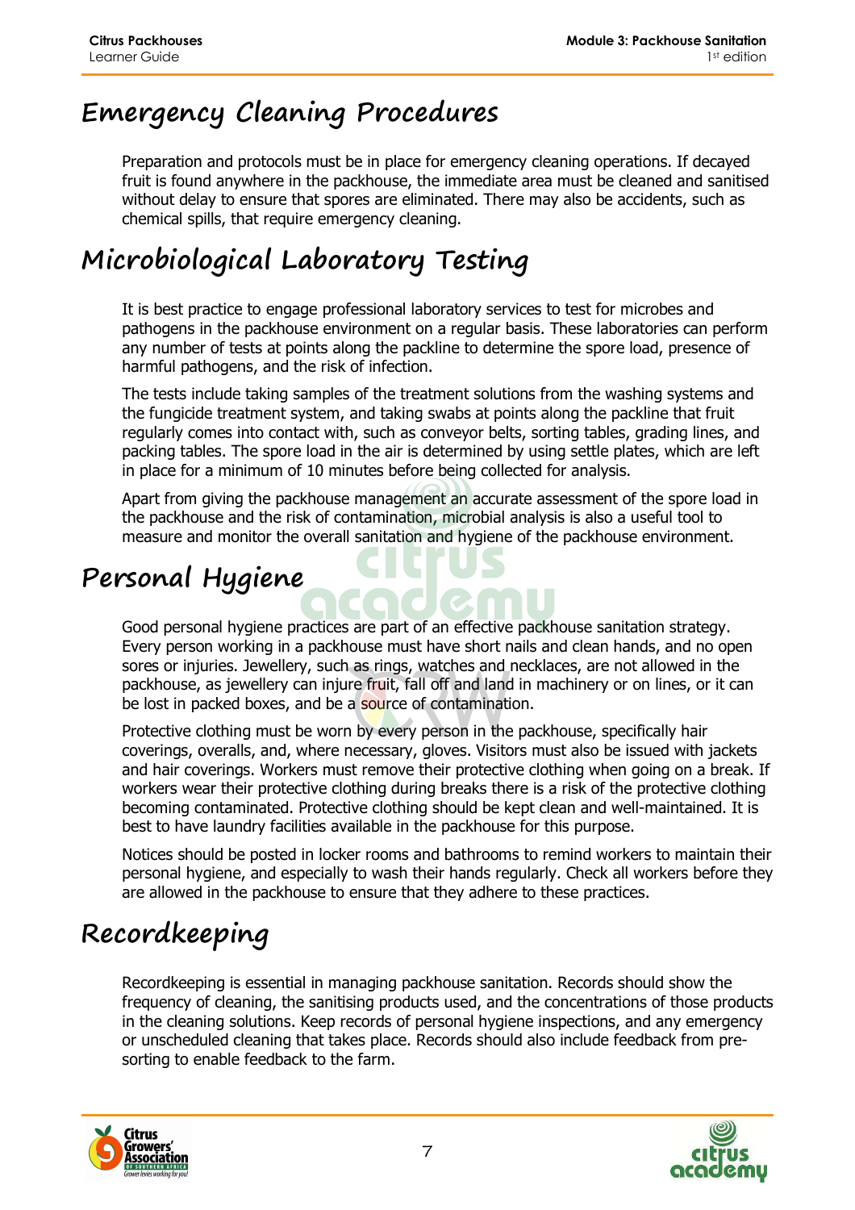# Emergency Cleaning Procedures

Preparation and protocols must be in place for emergency cleaning operations. If decayed fruit is found anywhere in the packhouse, the immediate area must be cleaned and sanitised without delay to ensure that spores are eliminated. There may also be accidents, such as chemical spills, that require emergency cleaning.

# Microbiological Laboratory Testing

It is best practice to engage professional laboratory services to test for microbes and pathogens in the packhouse environment on a regular basis. These laboratories can perform any number of tests at points along the packline to determine the spore load, presence of harmful pathogens, and the risk of infection.

The tests include taking samples of the treatment solutions from the washing systems and the fungicide treatment system, and taking swabs at points along the packline that fruit regularly comes into contact with, such as conveyor belts, sorting tables, grading lines, and packing tables. The spore load in the air is determined by using settle plates, which are left in place for a minimum of 10 minutes before being collected for analysis.

Apart from giving the packhouse management an accurate assessment of the spore load in the packhouse and the risk of contamination, microbial analysis is also a useful tool to measure and monitor the overall sanitation and hygiene of the packhouse environment.

# Personal Hygiene

Good personal hygiene practices are part of an effective packhouse sanitation strategy. Every person working in a packhouse must have short nails and clean hands, and no open sores or injuries. Jewellery, such as rings, watches and necklaces, are not allowed in the packhouse, as jewellery can injure fruit, fall off and land in machinery or on lines, or it can be lost in packed boxes, and be a source of contamination.

Protective clothing must be worn by every person in the packhouse, specifically hair coverings, overalls, and, where necessary, gloves. Visitors must also be issued with jackets and hair coverings. Workers must remove their protective clothing when going on a break. If workers wear their protective clothing during breaks there is a risk of the protective clothing becoming contaminated. Protective clothing should be kept clean and well-maintained. It is best to have laundry facilities available in the packhouse for this purpose.

Notices should be posted in locker rooms and bathrooms to remind workers to maintain their personal hygiene, and especially to wash their hands regularly. Check all workers before they are allowed in the packhouse to ensure that they adhere to these practices.

# Recordkeeping

Recordkeeping is essential in managing packhouse sanitation. Records should show the frequency of cleaning, the sanitising products used, and the concentrations of those products in the cleaning solutions. Keep records of personal hygiene inspections, and any emergency or unscheduled cleaning that takes place. Records should also include feedback from pre-sorting to enable feedback to the farm.